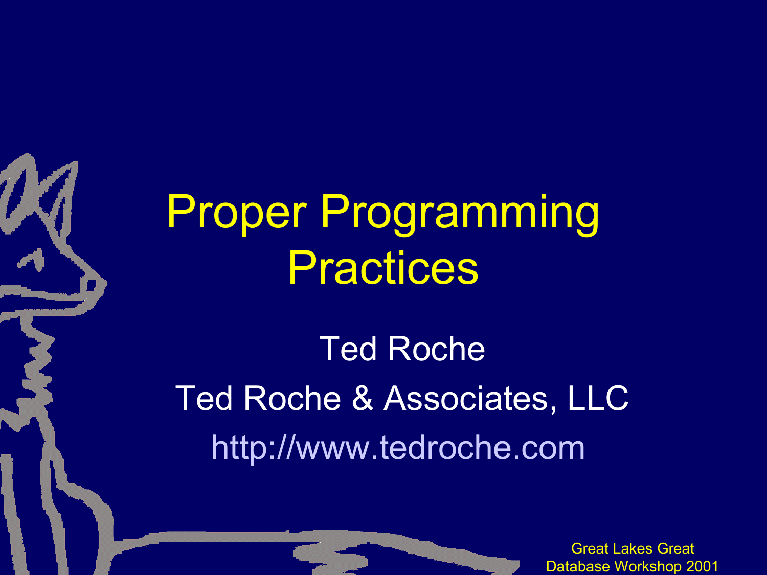# Proper Programming Practices

Ted Roche

Ted Roche & Associates, LLC

http://www.tedroche.com

Great Lakes Great Database Workshop 2001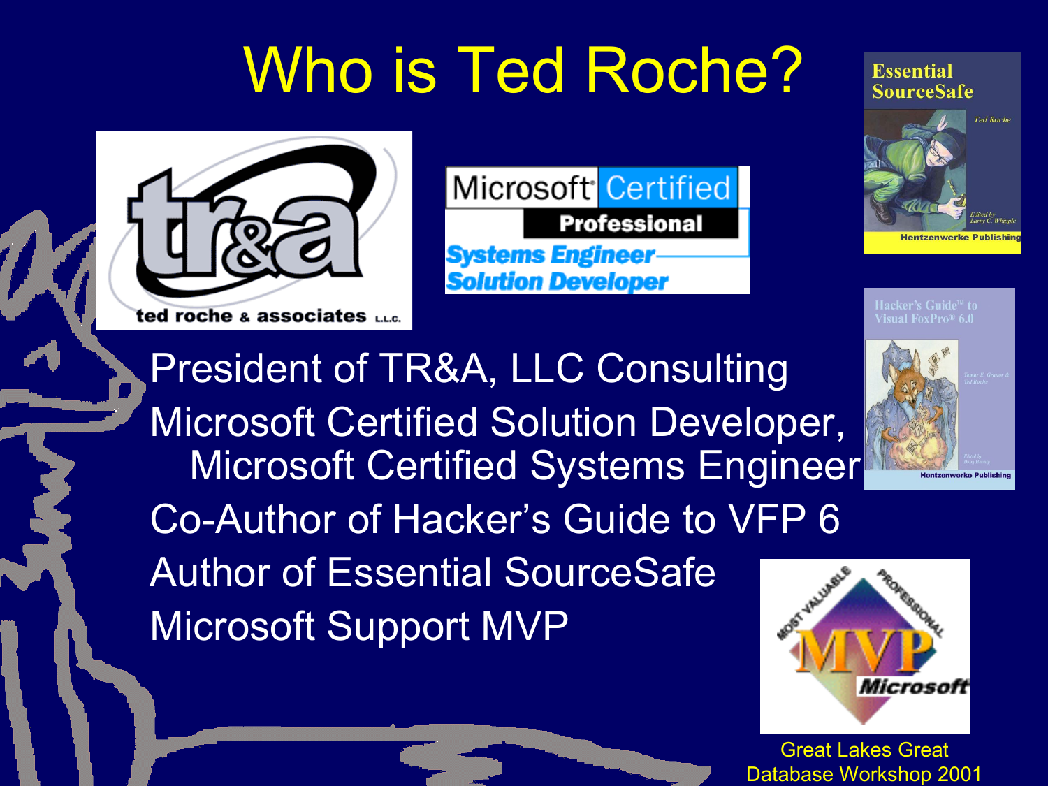# Who is Ted Roche?

- President of TR&A, LLC Consulting
- Microsoft Certified Solution Developer, Microsoft Certified Systems Engineer
- Co-Author of Hacker's Guide to VFP 6
- Author of Essential SourceSafe
- Microsoft Support MVP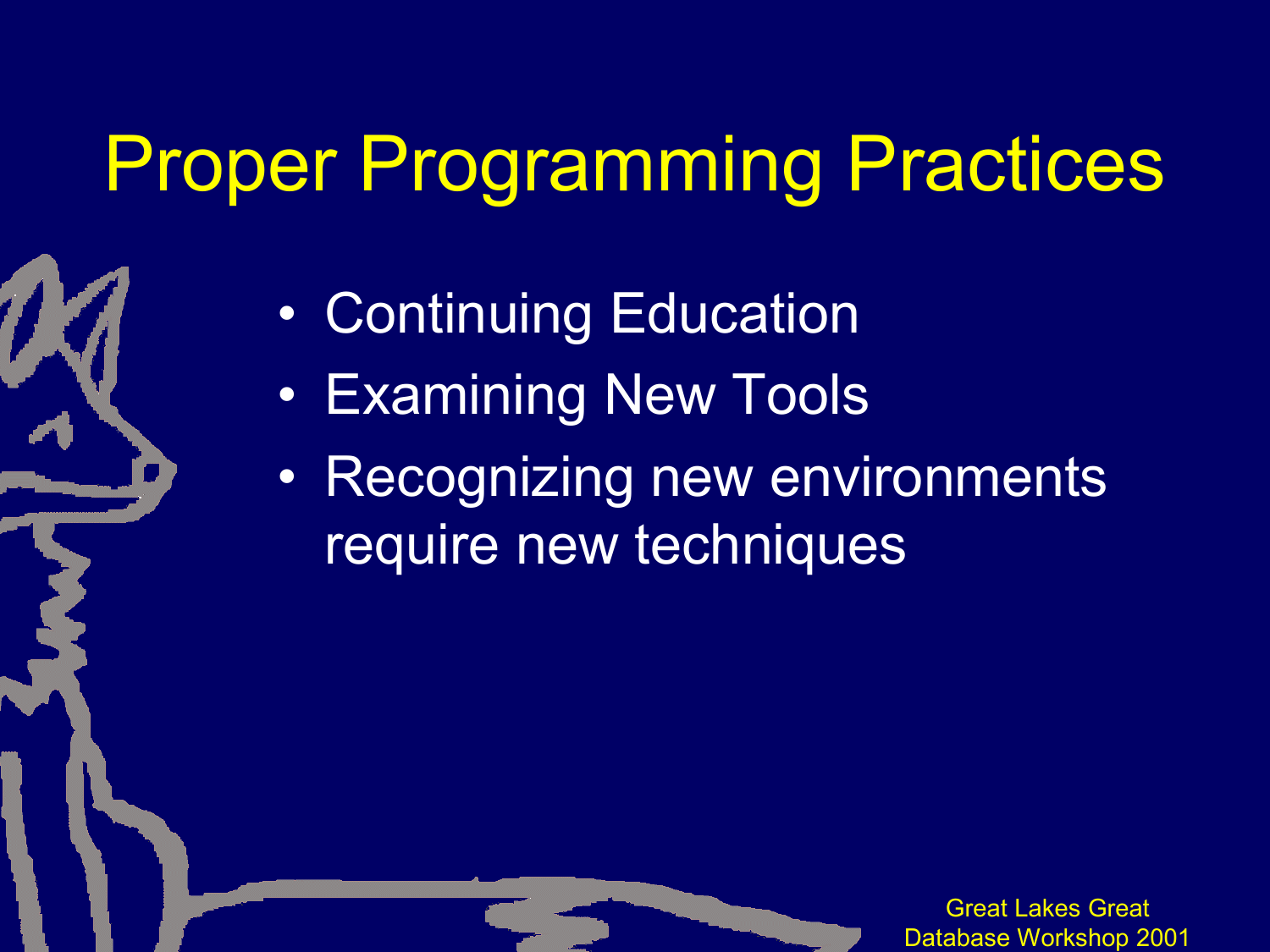# Proper Programming Practices

- Continuing Education
- Examining New Tools
- Recognizing new environments require new techniques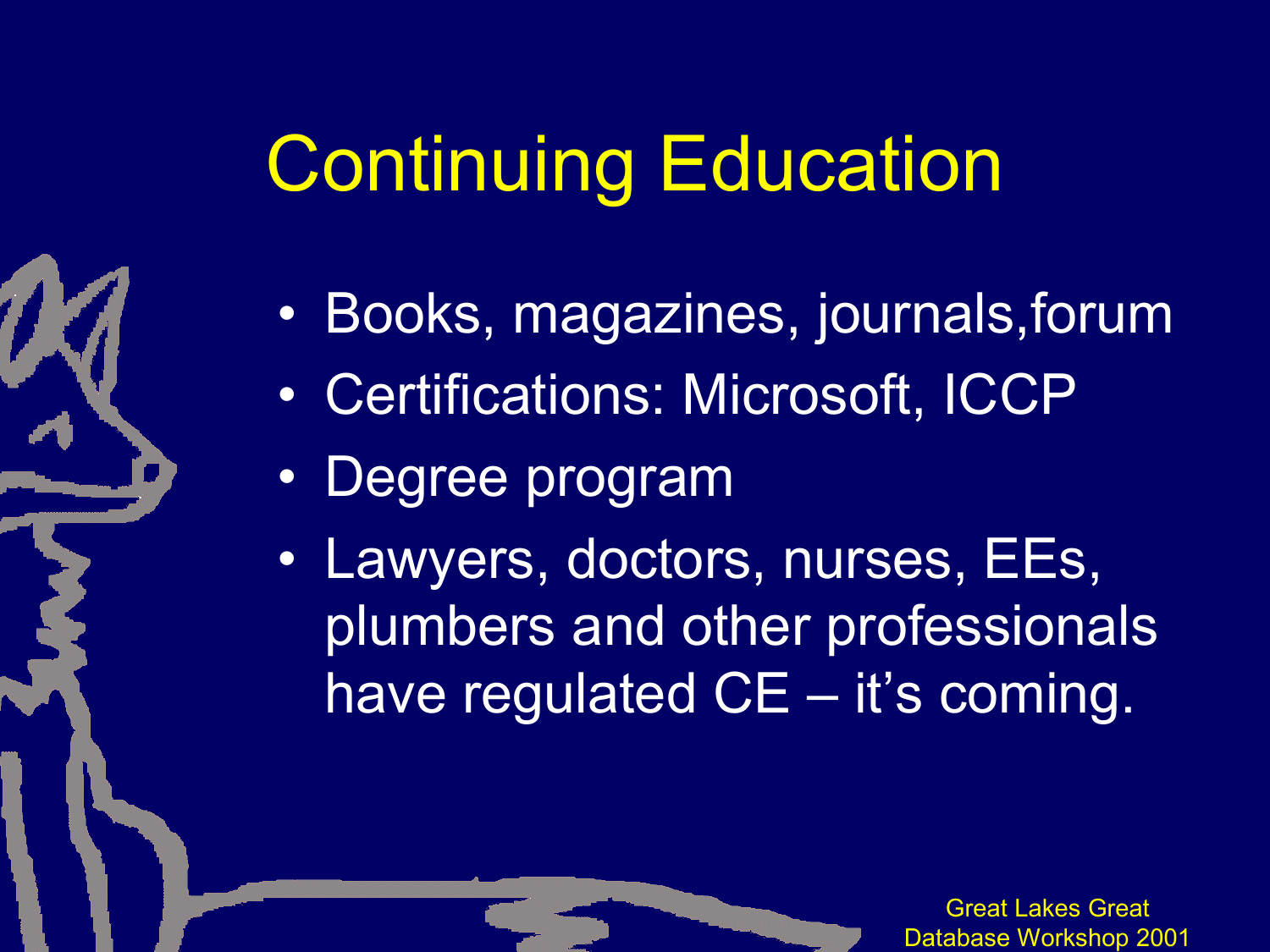# Continuing Education

- Books, magazines, journals,forum
- Certifications: Microsoft, ICCP
- Degree program
- Lawyers, doctors, nurses, EEs, plumbers and other professionals have regulated CE – it's coming.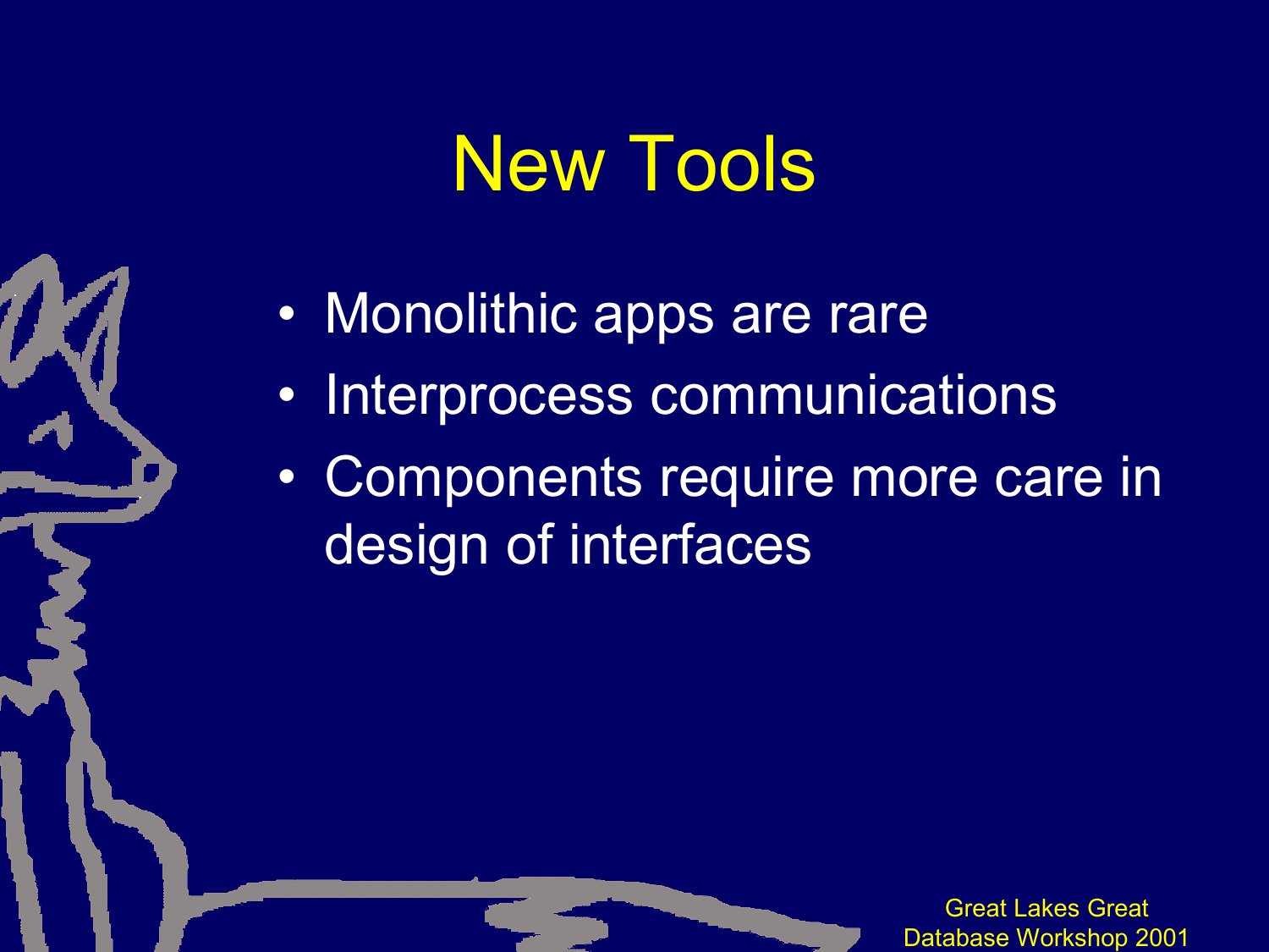# New Tools

- Monolithic apps are rare
- Interprocess communications
- Components require more care in design of interfaces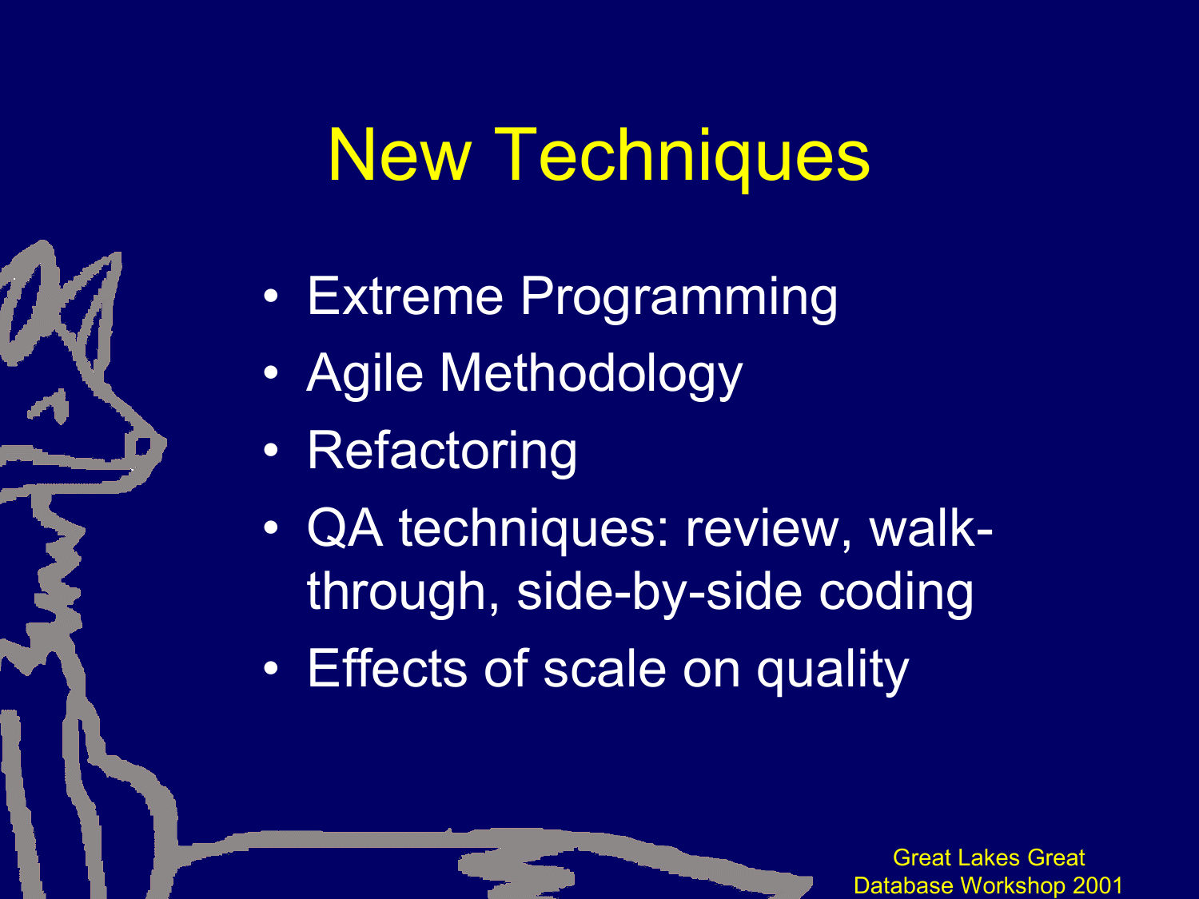# New Techniques

- Extreme Programming
- Agile Methodology
- Refactoring
- QA techniques: review, walk-through, side-by-side coding
- Effects of scale on quality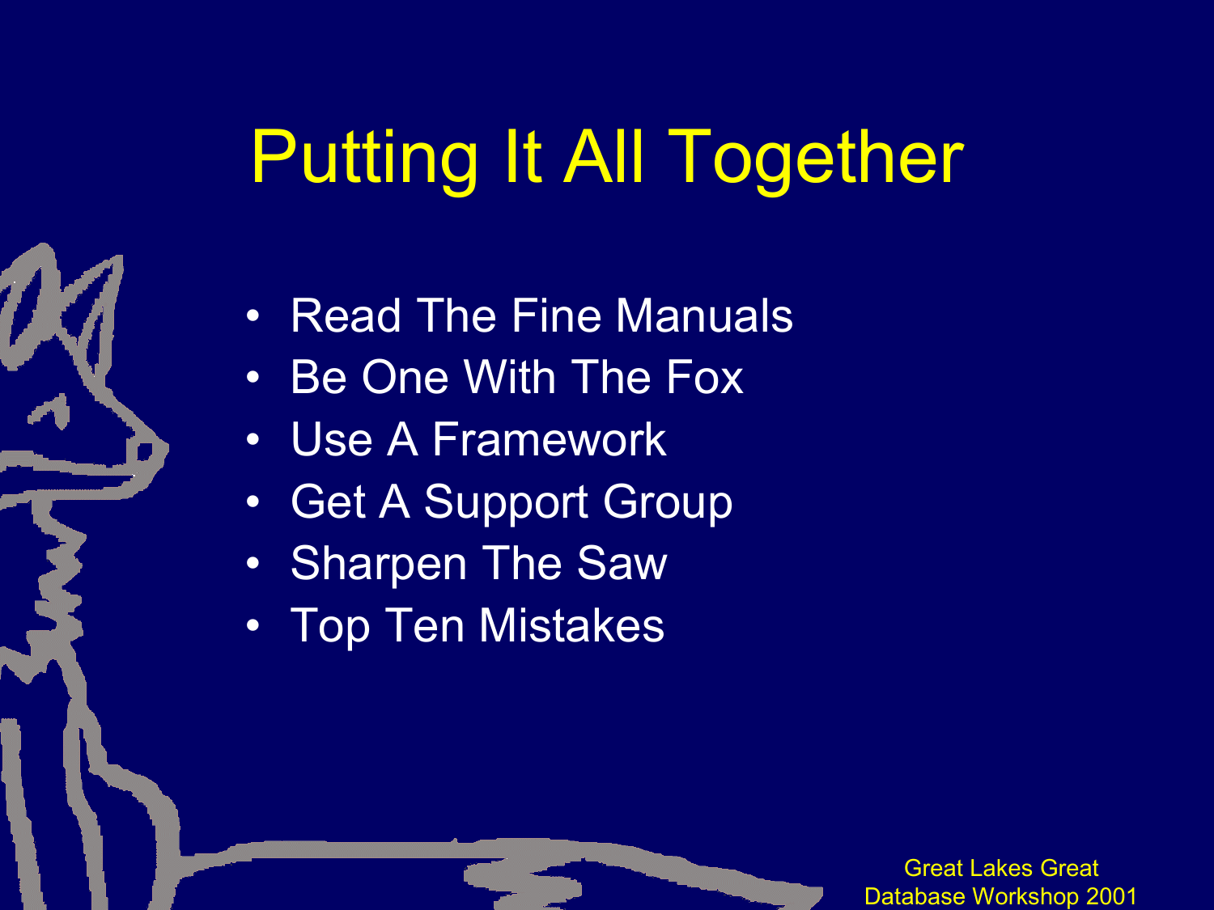# Putting It All Together

- Read The Fine Manuals
- Be One With The Fox
- Use A Framework
- Get A Support Group
- Sharpen The Saw
- Top Ten Mistakes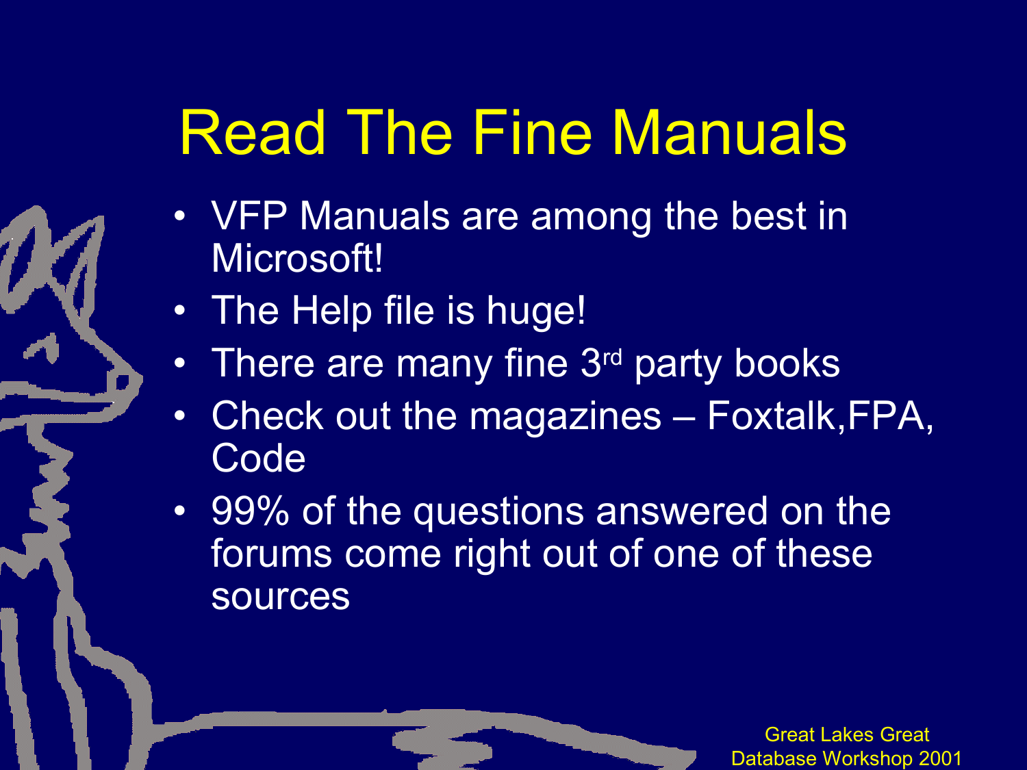# Read The Fine Manuals

- VFP Manuals are among the best in Microsoft!
- The Help file is huge!
- There are many fine 3rd party books
- Check out the magazines – Foxtalk,FPA, Code
- 99% of the questions answered on the forums come right out of one of these sources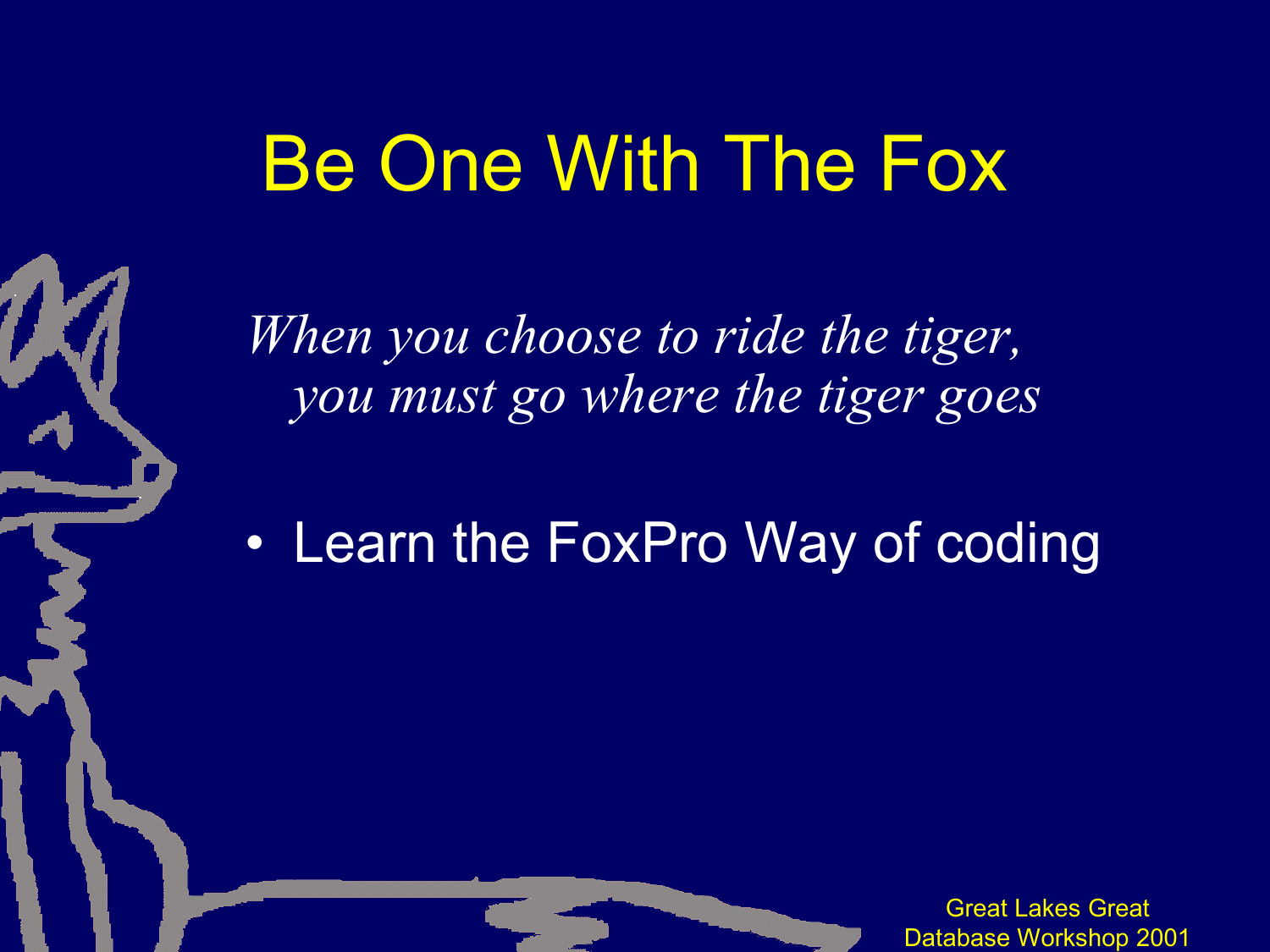# Be One With The Fox

*When you choose to ride the tiger,*
*you must go where the tiger goes*

- Learn the FoxPro Way of coding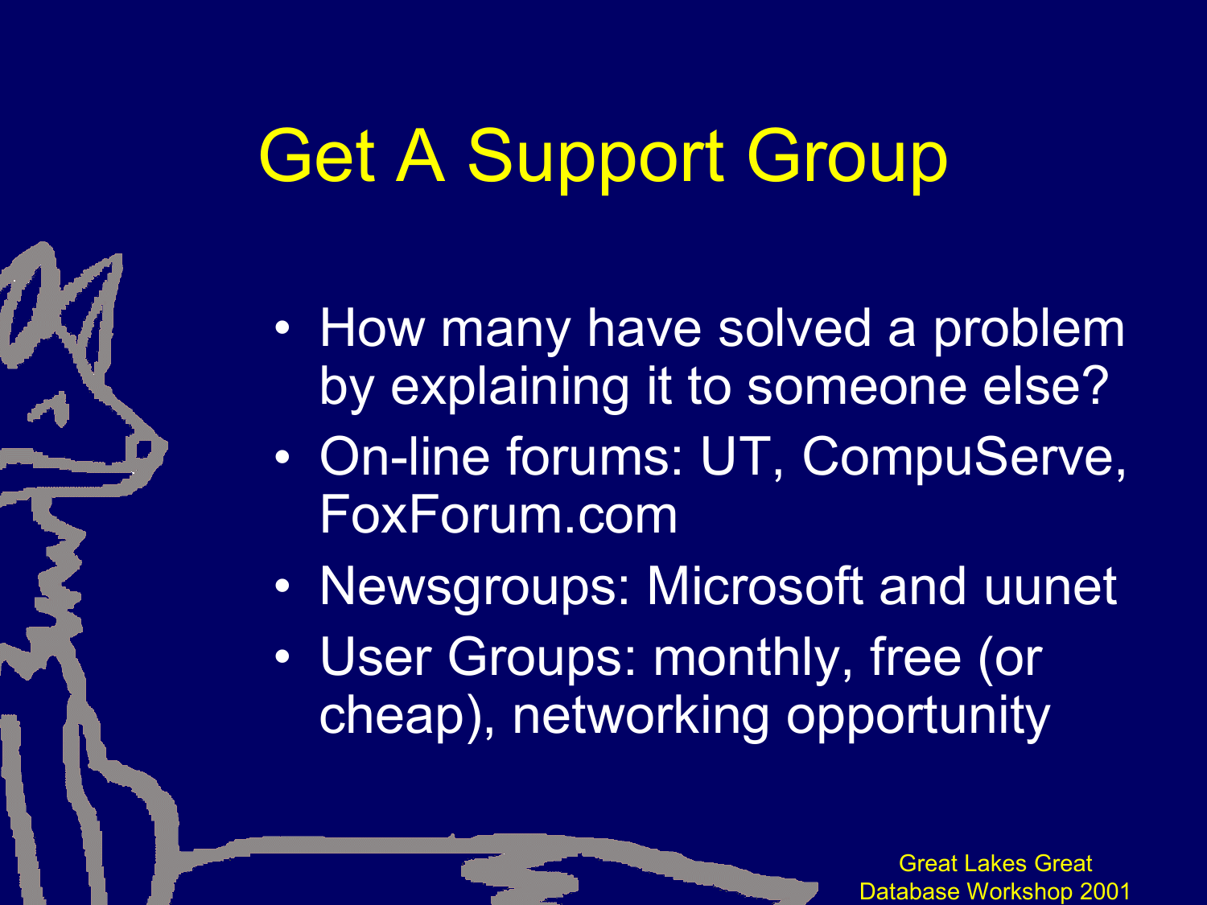# Get A Support Group

- How many have solved a problem by explaining it to someone else?
- On-line forums: UT, CompuServe, FoxForum.com
- Newsgroups: Microsoft and uunet
- User Groups: monthly, free (or cheap), networking opportunity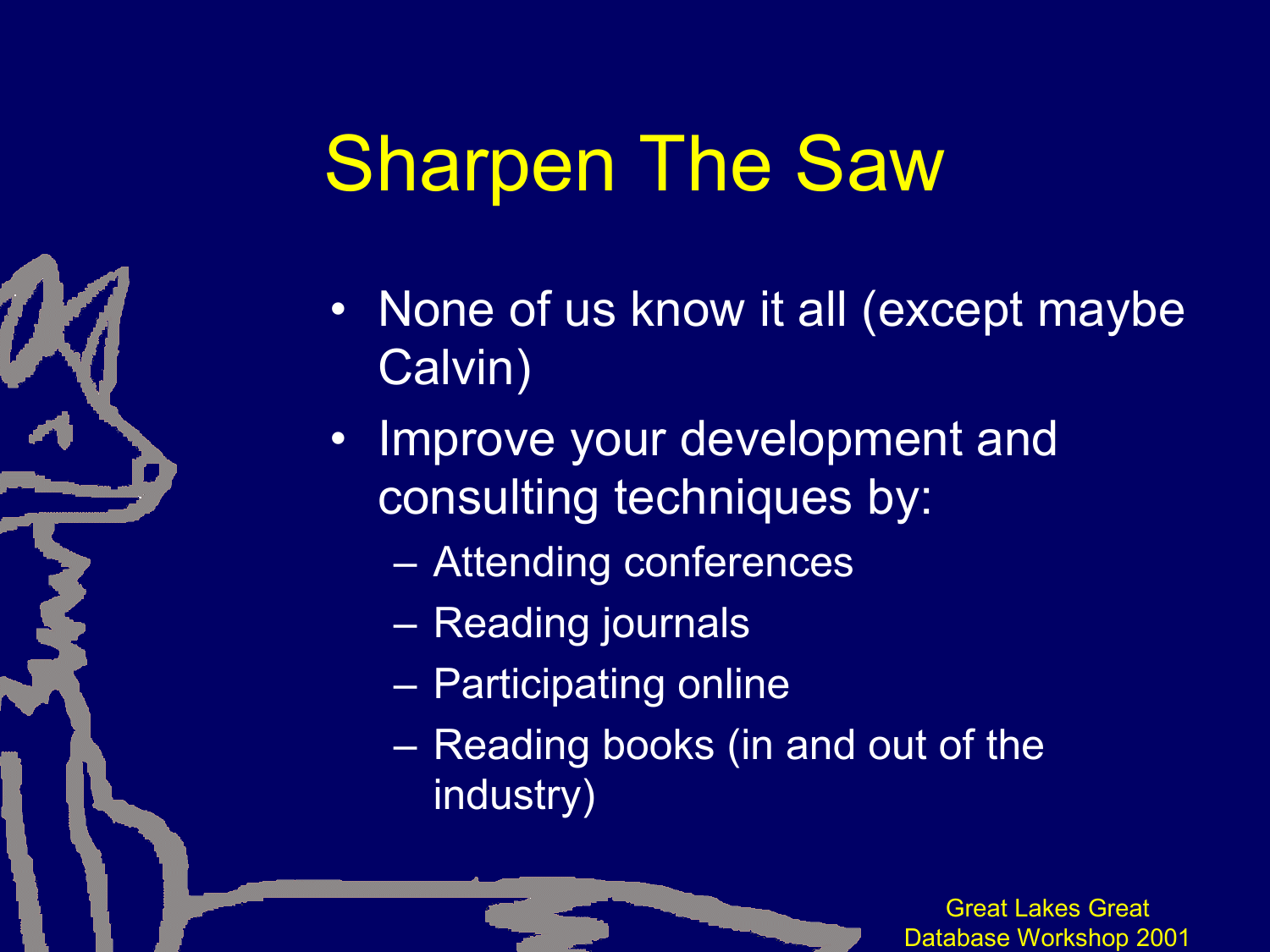# Sharpen The Saw

- None of us know it all (except maybe Calvin)
- Improve your development and consulting techniques by:
  - Attending conferences
  - Reading journals
  - Participating online
  - Reading books (in and out of the industry)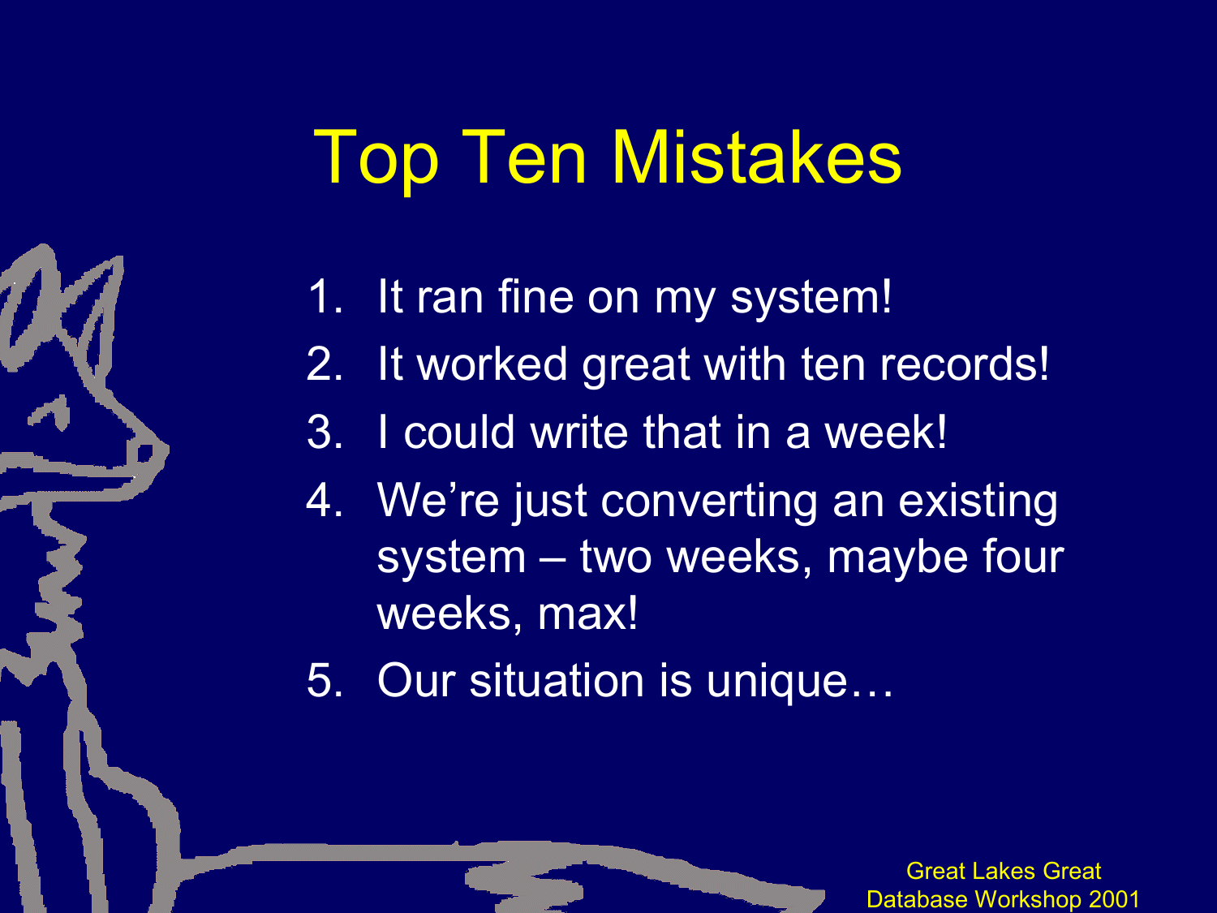# Top Ten Mistakes

1. It ran fine on my system!
2. It worked great with ten records!
3. I could write that in a week!
4. We're just converting an existing system – two weeks, maybe four weeks, max!
5. Our situation is unique…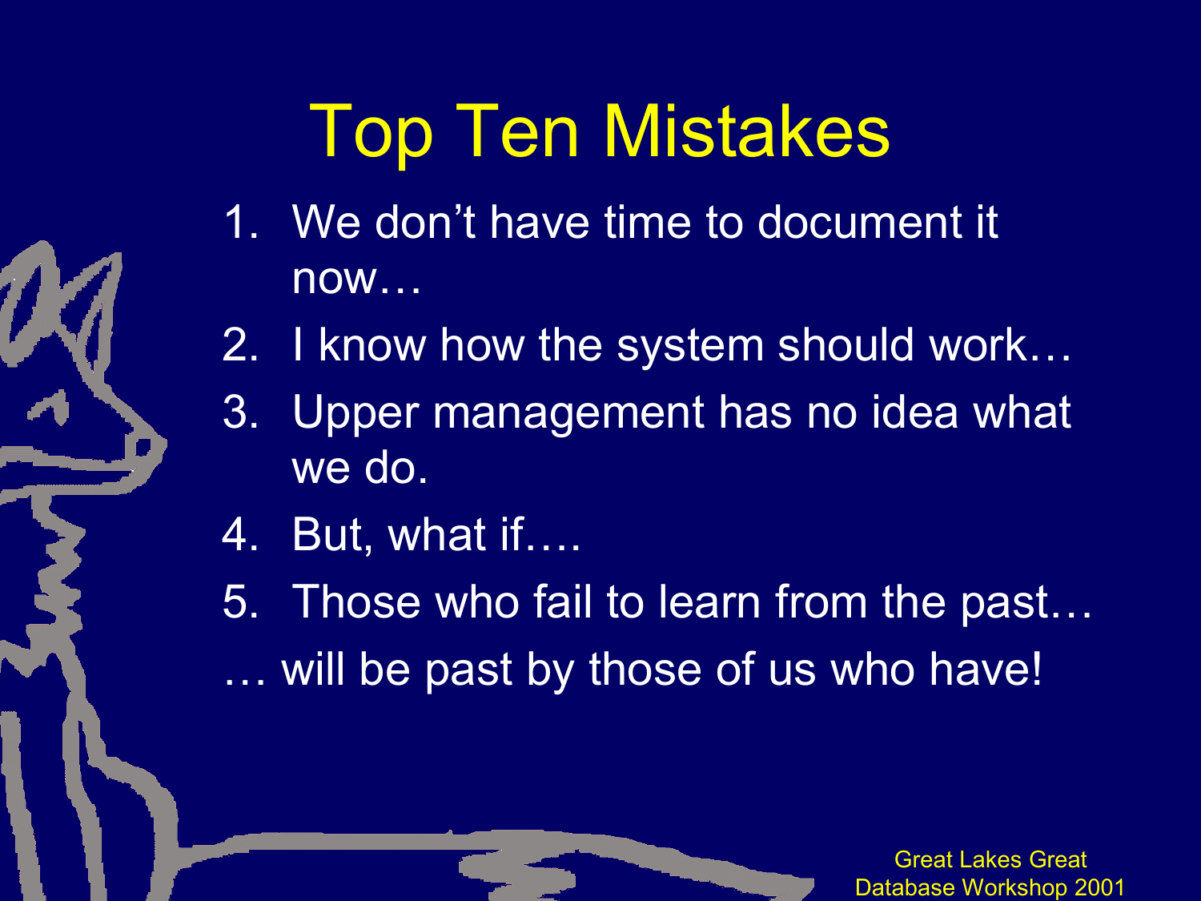# Top Ten Mistakes

1. We don't have time to document it now…
2. I know how the system should work…
3. Upper management has no idea what we do.
4. But, what if….
5. Those who fail to learn from the past…

… will be past by those of us who have!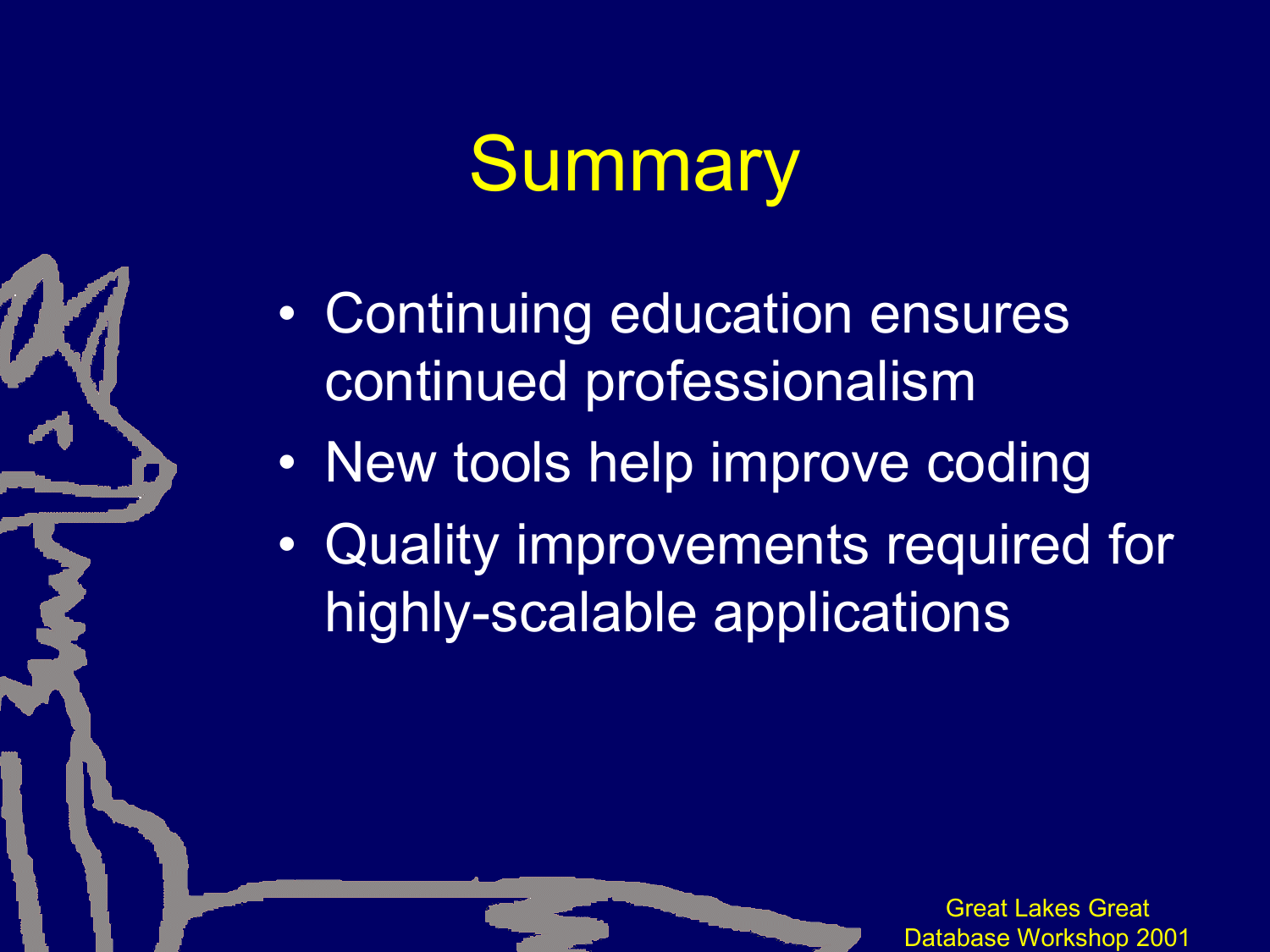# Summary

- Continuing education ensures continued professionalism
- New tools help improve coding
- Quality improvements required for highly-scalable applications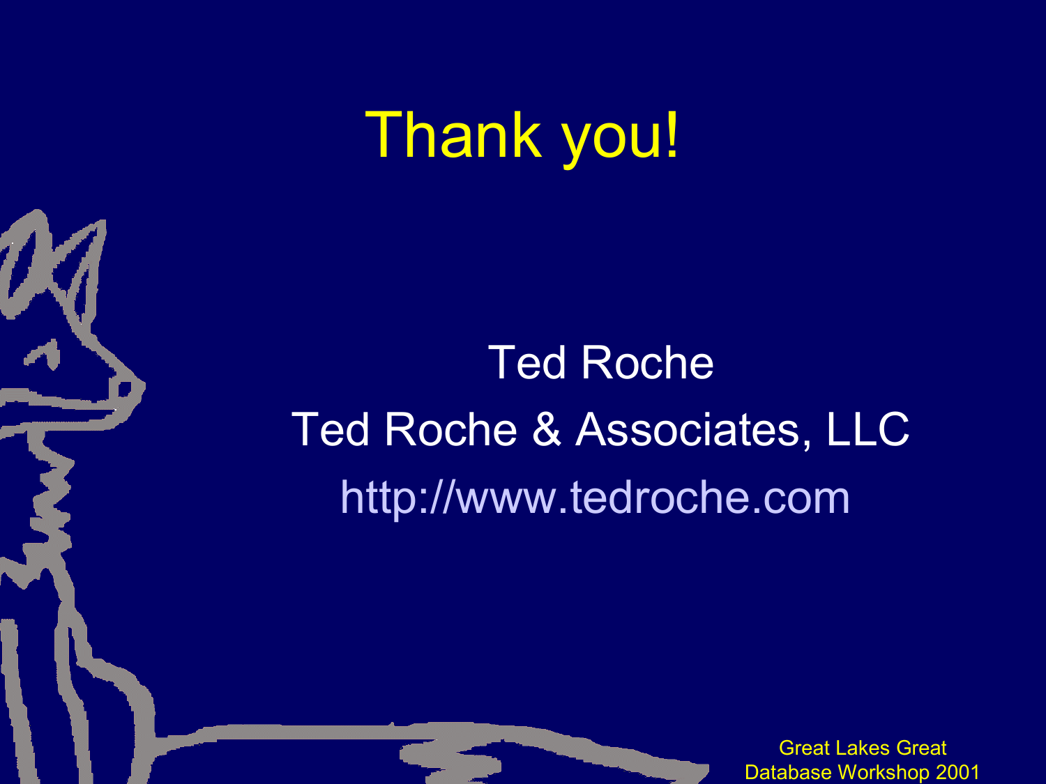# Thank you!

Ted Roche

Ted Roche & Associates, LLC

http://www.tedroche.com